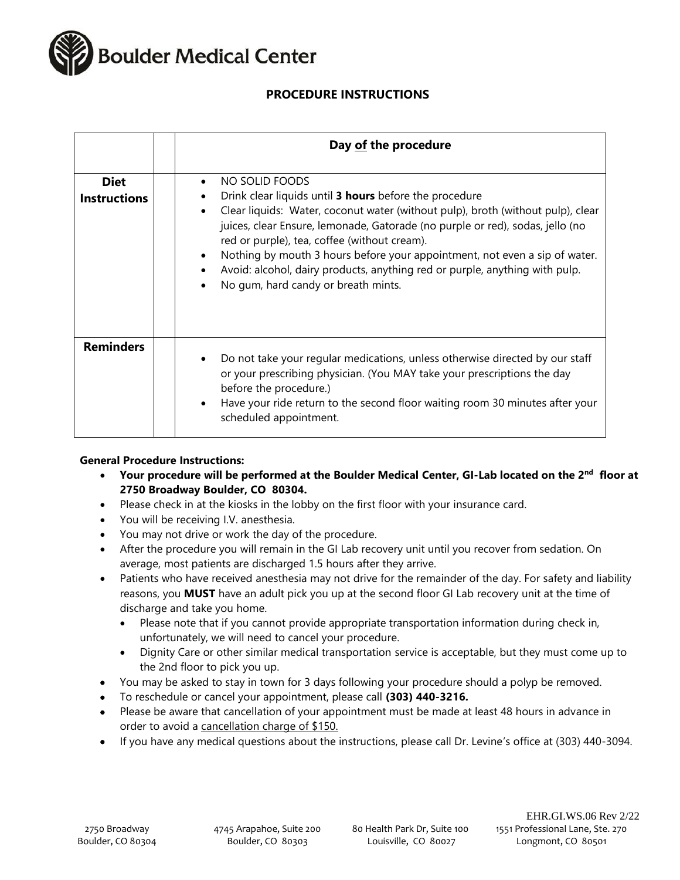Boulder Medical Center

## PROCEDURE INSTRUCTIONS

| | | Day of the procedure |
|---|---|---|
| **Diet Instructions** | | • NO SOLID FOODS<br>• Drink clear liquids until **3 hours** before the procedure<br>• Clear liquids: Water, coconut water (without pulp), broth (without pulp), clear juices, clear Ensure, lemonade, Gatorade (no purple or red), sodas, jello (no red or purple), tea, coffee (without cream).<br>• Nothing by mouth 3 hours before your appointment, not even a sip of water.<br>• Avoid: alcohol, dairy products, anything red or purple, anything with pulp.<br>• No gum, hard candy or breath mints. |
| **Reminders** | | • Do not take your regular medications, unless otherwise directed by our staff or your prescribing physician. (You MAY take your prescriptions the day before the procedure.)<br>• Have your ride return to the second floor waiting room 30 minutes after your scheduled appointment. |

**General Procedure Instructions:**

- **Your procedure will be performed at the Boulder Medical Center, GI-Lab located on the 2nd floor at 2750 Broadway Boulder, CO 80304.**
- Please check in at the kiosks in the lobby on the first floor with your insurance card.
- You will be receiving I.V. anesthesia.
- You may not drive or work the day of the procedure.
- After the procedure you will remain in the GI Lab recovery unit until you recover from sedation. On average, most patients are discharged 1.5 hours after they arrive.
- Patients who have received anesthesia may not drive for the remainder of the day. For safety and liability reasons, you **MUST** have an adult pick you up at the second floor GI Lab recovery unit at the time of discharge and take you home.
  - Please note that if you cannot provide appropriate transportation information during check in, unfortunately, we will need to cancel your procedure.
  - Dignity Care or other similar medical transportation service is acceptable, but they must come up to the 2nd floor to pick you up.
- You may be asked to stay in town for 3 days following your procedure should a polyp be removed.
- To reschedule or cancel your appointment, please call **(303) 440-3216.**
- Please be aware that cancellation of your appointment must be made at least 48 hours in advance in order to avoid a cancellation charge of $150.
- If you have any medical questions about the instructions, please call Dr. Levine's office at (303) 440-3094.

EHR.GI.WS.06 Rev 2/22

2750 Broadway Boulder, CO 80304 | 4745 Arapahoe, Suite 200 Boulder, CO 80303 | 80 Health Park Dr, Suite 100 Louisville, CO 80027 | 1551 Professional Lane, Ste. 270 Longmont, CO 80501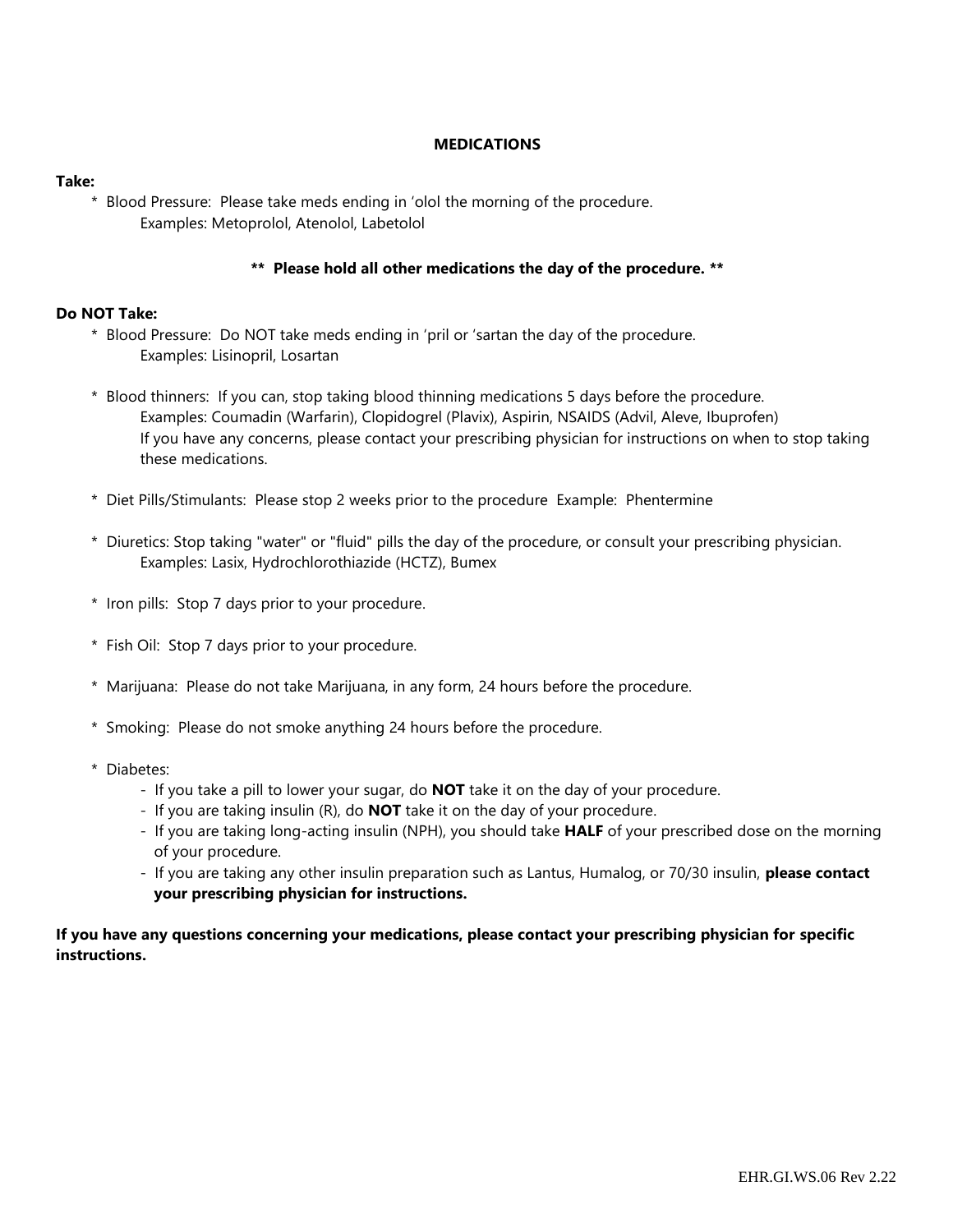## MEDICATIONS

**Take:**

* Blood Pressure: Please take meds ending in 'olol the morning of the procedure.
  Examples: Metoprolol, Atenolol, Labetolol

**** Please hold all other medications the day of the procedure. ****

**Do NOT Take:**

* Blood Pressure: Do NOT take meds ending in 'pril or 'sartan the day of the procedure.
  Examples: Lisinopril, Losartan

* Blood thinners: If you can, stop taking blood thinning medications 5 days before the procedure.
  Examples: Coumadin (Warfarin), Clopidogrel (Plavix), Aspirin, NSAIDS (Advil, Aleve, Ibuprofen)
  If you have any concerns, please contact your prescribing physician for instructions on when to stop taking these medications.

* Diet Pills/Stimulants: Please stop 2 weeks prior to the procedure Example: Phentermine

* Diuretics: Stop taking "water" or "fluid" pills the day of the procedure, or consult your prescribing physician.
  Examples: Lasix, Hydrochlorothiazide (HCTZ), Bumex

* Iron pills: Stop 7 days prior to your procedure.

* Fish Oil: Stop 7 days prior to your procedure.

* Marijuana: Please do not take Marijuana, in any form, 24 hours before the procedure.

* Smoking: Please do not smoke anything 24 hours before the procedure.

* Diabetes:
  - If you take a pill to lower your sugar, do **NOT** take it on the day of your procedure.
  - If you are taking insulin (R), do **NOT** take it on the day of your procedure.
  - If you are taking long-acting insulin (NPH), you should take **HALF** of your prescribed dose on the morning of your procedure.
  - If you are taking any other insulin preparation such as Lantus, Humalog, or 70/30 insulin, **please contact your prescribing physician for instructions.**

**If you have any questions concerning your medications, please contact your prescribing physician for specific instructions.**

EHR.GI.WS.06 Rev 2.22